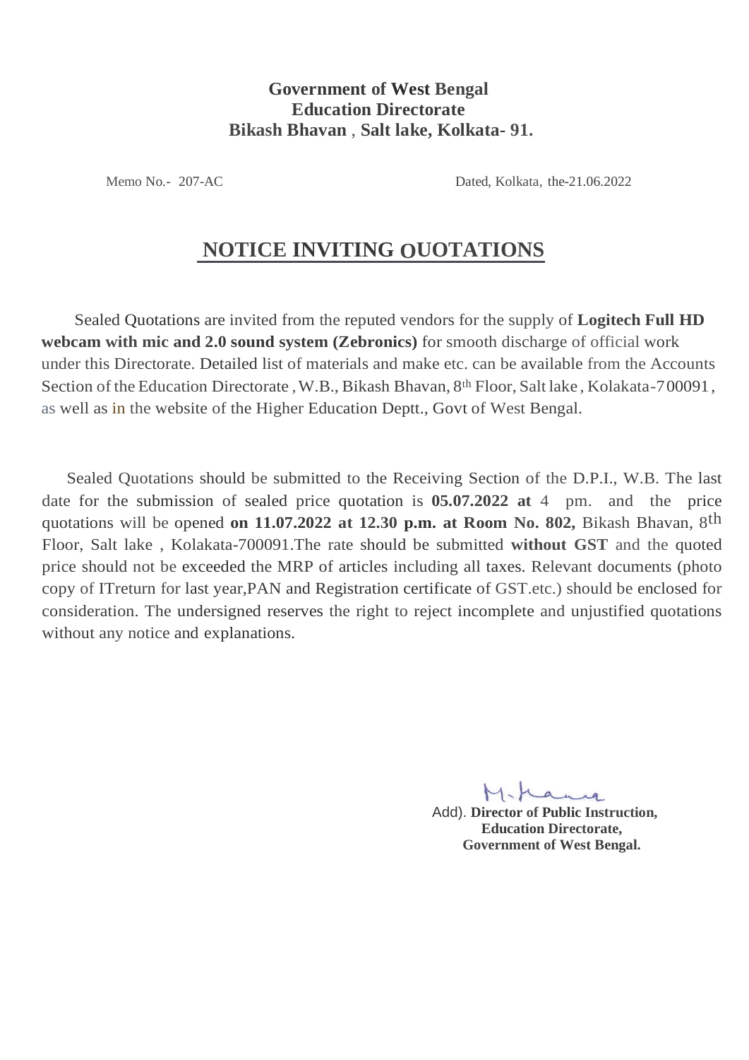**Government of West Bengal**
**Education Directorate**
**Bikash Bhavan , Salt lake, Kolkata- 91.**

Memo No.- 207-AC

Dated, Kolkata, the-21.06.2022

# NOTICE INVITING QUOTATIONS

Sealed Quotations are invited from the reputed vendors for the supply of **Logitech Full HD webcam with mic and 2.0 sound system (Zebronics)** for smooth discharge of official work under this Directorate. Detailed list of materials and make etc. can be available from the Accounts Section of the Education Directorate , W.B., Bikash Bhavan, 8th Floor, Salt lake , Kolakata-700091, as well as in the website of the Higher Education Deptt., Govt of West Bengal.

Sealed Quotations should be submitted to the Receiving Section of the D.P.I., W.B. The last date for the submission of sealed price quotation is **05.07.2022 at** 4 pm. and the price quotations will be opened **on 11.07.2022 at 12.30 p.m. at Room No. 802,** Bikash Bhavan, 8th Floor, Salt lake , Kolakata-700091.The rate should be submitted **without GST** and the quoted price should not be exceeded the MRP of articles including all taxes. Relevant documents (photo copy of ITreturn for last year,PAN and Registration certificate of GST.etc.) should be enclosed for consideration. The undersigned reserves the right to reject incomplete and unjustified quotations without any notice and explanations.

Add). **Director of Public Instruction,**
**Education Directorate,**
**Government of West Bengal.**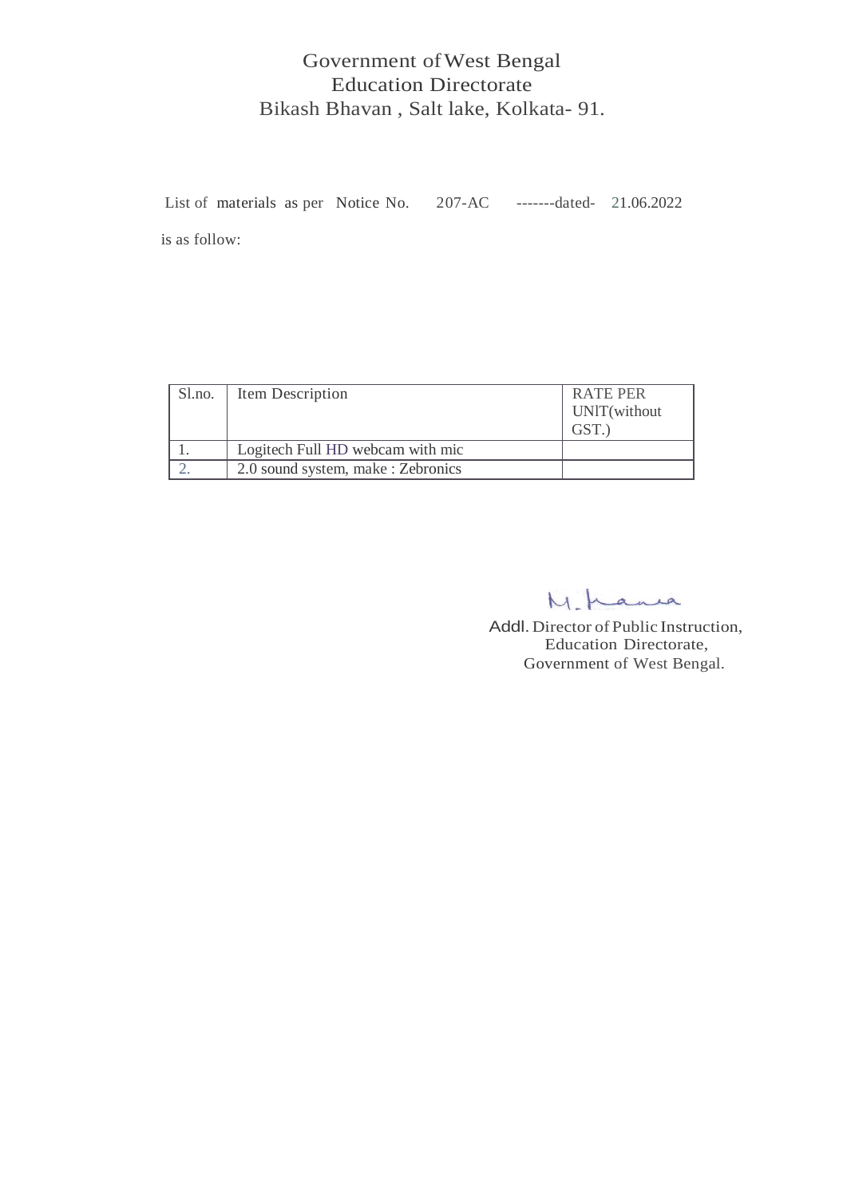# Government of West Bengal
## Education Directorate
### Bikash Bhavan , Salt lake, Kolkata- 91.

List of materials as per Notice No. 207-AC -------dated- 21.06.2022 is as follow:

| Sl.no. | Item Description | RATE PER UNIT(without GST.) |
|---|---|---|
| 1. | Logitech Full HD webcam with mic | |
| 2. | 2.0 sound system, make : Zebronics | |

M. Hana

Addl. Director of Public Instruction,
Education Directorate,
Government of West Bengal.